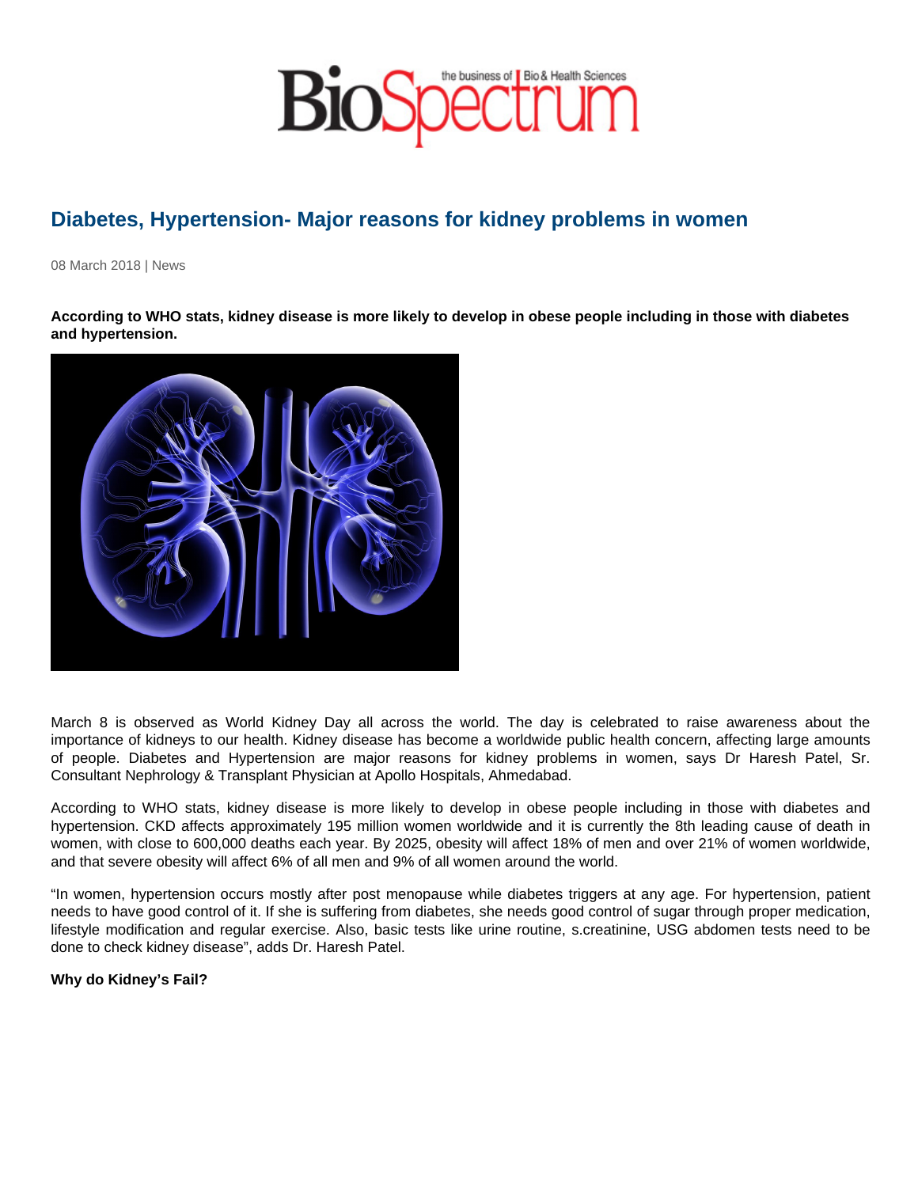# Diabetes, Hypertension- Major reasons for kidney problems in women

08 March 2018 | News

**According to WHO stats, kidney disease is more likely to develop in obese people including in those with diabetes and hypertension.**

March 8 is observed as World Kidney Day all across the world. The day is celebrated to raise awareness about the importance of kidneys to our health. Kidney disease has become a worldwide public health concern, affecting large amounts of people. Diabetes and Hypertension are major reasons for kidney problems in women, says Dr Haresh Patel, Sr. Consultant Nephrology & Transplant Physician at Apollo Hospitals, Ahmedabad.

According to WHO stats, kidney disease is more likely to develop in obese people including in those with diabetes and hypertension. CKD affects approximately 195 million women worldwide and it is currently the 8th leading cause of death in women, with close to 600,000 deaths each year. By 2025, obesity will affect 18% of men and over 21% of women worldwide, and that severe obesity will affect 6% of all men and 9% of all women around the world.

“In women, hypertension occurs mostly after post menopause while diabetes triggers at any age. For hypertension, patient needs to have good control of it. If she is suffering from diabetes, she needs good control of sugar through proper medication, lifestyle modification and regular exercise. Also, basic tests like urine routine, s.creatinine, USG abdomen tests need to be done to check kidney disease”, adds Dr. Haresh Patel.

**Why do Kidney’s Fail?**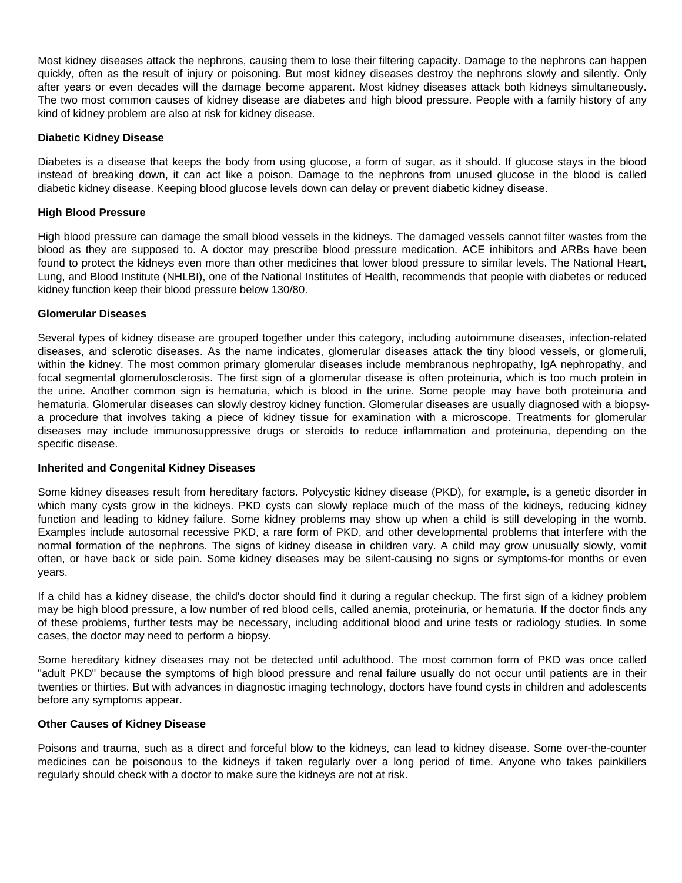Most kidney diseases attack the nephrons, causing them to lose their filtering capacity. Damage to the nephrons can happen quickly, often as the result of injury or poisoning. But most kidney diseases destroy the nephrons slowly and silently. Only after years or even decades will the damage become apparent. Most kidney diseases attack both kidneys simultaneously. The two most common causes of kidney disease are diabetes and high blood pressure. People with a family history of any kind of kidney problem are also at risk for kidney disease.

**Diabetic Kidney Disease**

Diabetes is a disease that keeps the body from using glucose, a form of sugar, as it should. If glucose stays in the blood instead of breaking down, it can act like a poison. Damage to the nephrons from unused glucose in the blood is called diabetic kidney disease. Keeping blood glucose levels down can delay or prevent diabetic kidney disease.

**High Blood Pressure**

High blood pressure can damage the small blood vessels in the kidneys. The damaged vessels cannot filter wastes from the blood as they are supposed to. A doctor may prescribe blood pressure medication. ACE inhibitors and ARBs have been found to protect the kidneys even more than other medicines that lower blood pressure to similar levels. The National Heart, Lung, and Blood Institute (NHLBI), one of the National Institutes of Health, recommends that people with diabetes or reduced kidney function keep their blood pressure below 130/80.

**Glomerular Diseases**

Several types of kidney disease are grouped together under this category, including autoimmune diseases, infection-related diseases, and sclerotic diseases. As the name indicates, glomerular diseases attack the tiny blood vessels, or glomeruli, within the kidney. The most common primary glomerular diseases include membranous nephropathy, IgA nephropathy, and focal segmental glomerulosclerosis. The first sign of a glomerular disease is often proteinuria, which is too much protein in the urine. Another common sign is hematuria, which is blood in the urine. Some people may have both proteinuria and hematuria. Glomerular diseases can slowly destroy kidney function. Glomerular diseases are usually diagnosed with a biopsy-a procedure that involves taking a piece of kidney tissue for examination with a microscope. Treatments for glomerular diseases may include immunosuppressive drugs or steroids to reduce inflammation and proteinuria, depending on the specific disease.

**Inherited and Congenital Kidney Diseases**

Some kidney diseases result from hereditary factors. Polycystic kidney disease (PKD), for example, is a genetic disorder in which many cysts grow in the kidneys. PKD cysts can slowly replace much of the mass of the kidneys, reducing kidney function and leading to kidney failure. Some kidney problems may show up when a child is still developing in the womb. Examples include autosomal recessive PKD, a rare form of PKD, and other developmental problems that interfere with the normal formation of the nephrons. The signs of kidney disease in children vary. A child may grow unusually slowly, vomit often, or have back or side pain. Some kidney diseases may be silent-causing no signs or symptoms-for months or even years.

If a child has a kidney disease, the child's doctor should find it during a regular checkup. The first sign of a kidney problem may be high blood pressure, a low number of red blood cells, called anemia, proteinuria, or hematuria. If the doctor finds any of these problems, further tests may be necessary, including additional blood and urine tests or radiology studies. In some cases, the doctor may need to perform a biopsy.

Some hereditary kidney diseases may not be detected until adulthood. The most common form of PKD was once called "adult PKD" because the symptoms of high blood pressure and renal failure usually do not occur until patients are in their twenties or thirties. But with advances in diagnostic imaging technology, doctors have found cysts in children and adolescents before any symptoms appear.

**Other Causes of Kidney Disease**

Poisons and trauma, such as a direct and forceful blow to the kidneys, can lead to kidney disease. Some over-the-counter medicines can be poisonous to the kidneys if taken regularly over a long period of time. Anyone who takes painkillers regularly should check with a doctor to make sure the kidneys are not at risk.